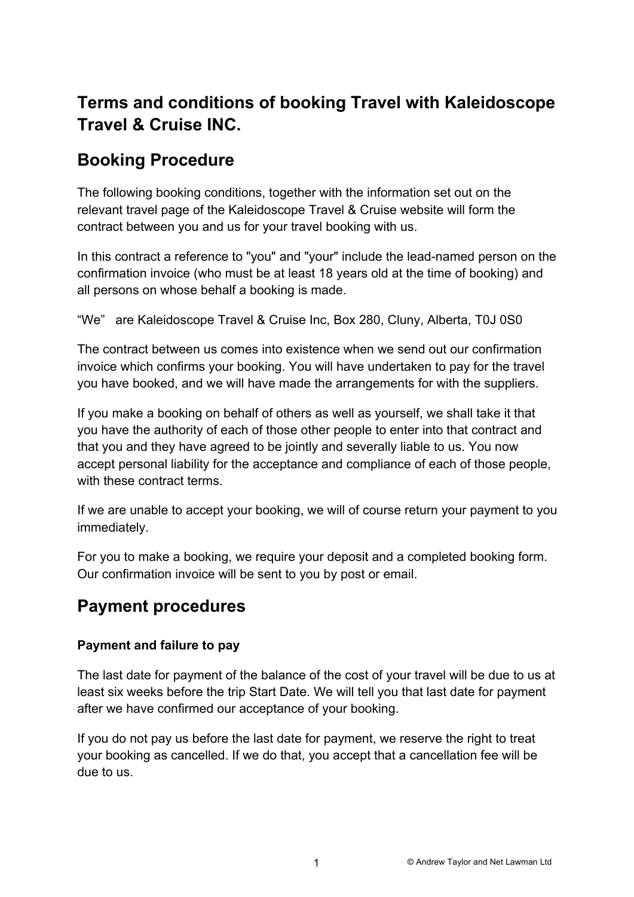## Terms and conditions of booking Travel with Kaleidoscope Travel & Cruise INC.

## Booking Procedure

The following booking conditions, together with the information set out on the relevant travel page of the Kaleidoscope Travel & Cruise website will form the contract between you and us for your travel booking with us.

In this contract a reference to "you" and "your" include the lead-named person on the confirmation invoice (who must be at least 18 years old at the time of booking) and all persons on whose behalf a booking is made.

“We” are Kaleidoscope Travel & Cruise Inc, Box 280, Cluny, Alberta, T0J 0S0

The contract between us comes into existence when we send out our confirmation invoice which confirms your booking. You will have undertaken to pay for the travel you have booked, and we will have made the arrangements for with the suppliers.

If you make a booking on behalf of others as well as yourself, we shall take it that you have the authority of each of those other people to enter into that contract and that you and they have agreed to be jointly and severally liable to us. You now accept personal liability for the acceptance and compliance of each of those people, with these contract terms.

If we are unable to accept your booking, we will of course return your payment to you immediately.

For you to make a booking, we require your deposit and a completed booking form. Our confirmation invoice will be sent to you by post or email.

## Payment procedures

### Payment and failure to pay

The last date for payment of the balance of the cost of your travel will be due to us at least six weeks before the trip Start Date. We will tell you that last date for payment after we have confirmed our acceptance of your booking.

If you do not pay us before the last date for payment, we reserve the right to treat your booking as cancelled. If we do that, you accept that a cancellation fee will be due to us.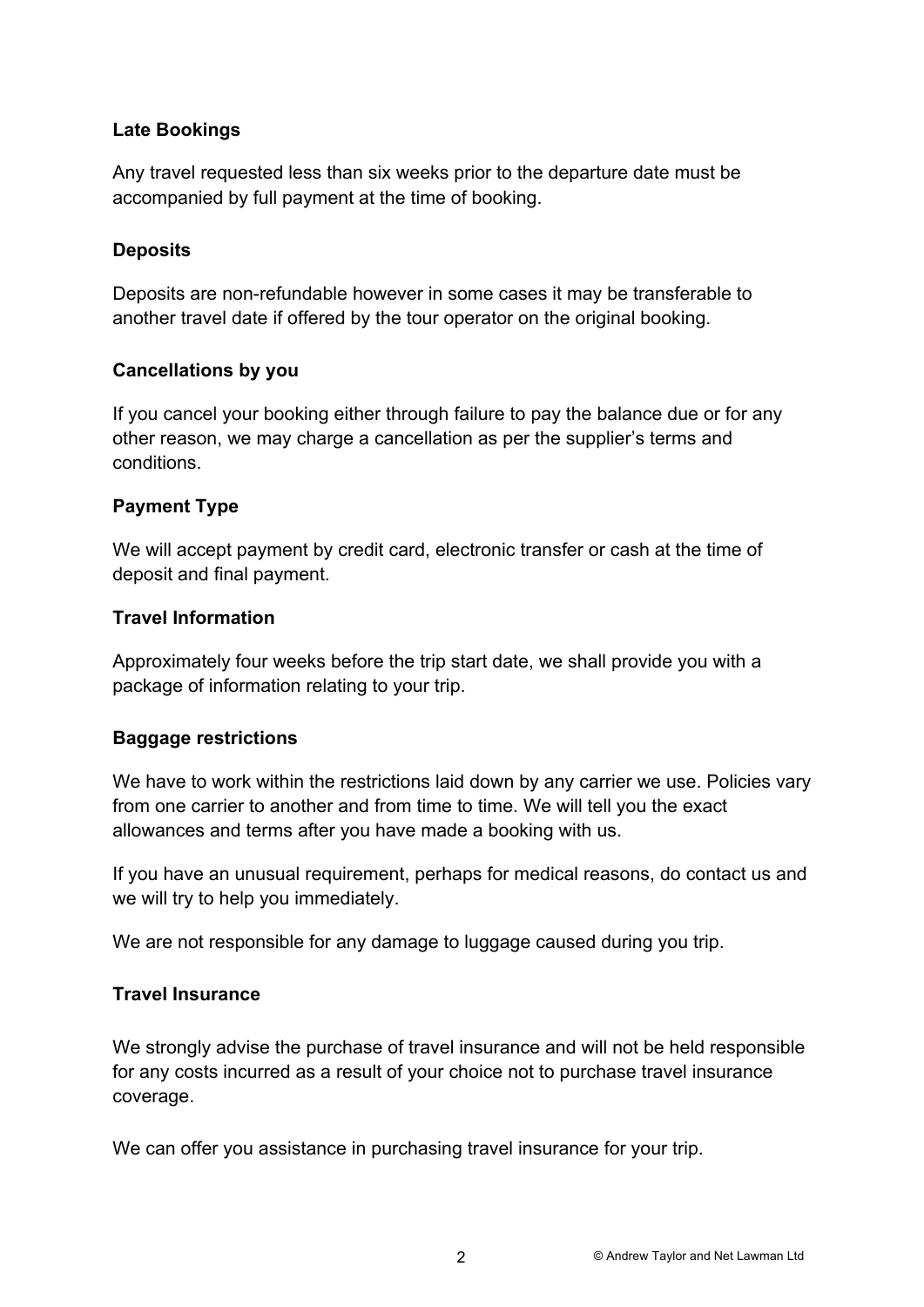### Late Bookings

Any travel requested less than six weeks prior to the departure date must be accompanied by full payment at the time of booking.

### Deposits

Deposits are non-refundable however in some cases it may be transferable to another travel date if offered by the tour operator on the original booking.

### Cancellations by you

If you cancel your booking either through failure to pay the balance due or for any other reason, we may charge a cancellation as per the supplier's terms and conditions.

### Payment Type

We will accept payment by credit card, electronic transfer or cash at the time of deposit and final payment.

### Travel Information

Approximately four weeks before the trip start date, we shall provide you with a package of information relating to your trip.

### Baggage restrictions

We have to work within the restrictions laid down by any carrier we use. Policies vary from one carrier to another and from time to time. We will tell you the exact allowances and terms after you have made a booking with us.

If you have an unusual requirement, perhaps for medical reasons, do contact us and we will try to help you immediately.

We are not responsible for any damage to luggage caused during you trip.

### Travel Insurance

We strongly advise the purchase of travel insurance and will not be held responsible for any costs incurred as a result of your choice not to purchase travel insurance coverage.

We can offer you assistance in purchasing travel insurance for your trip.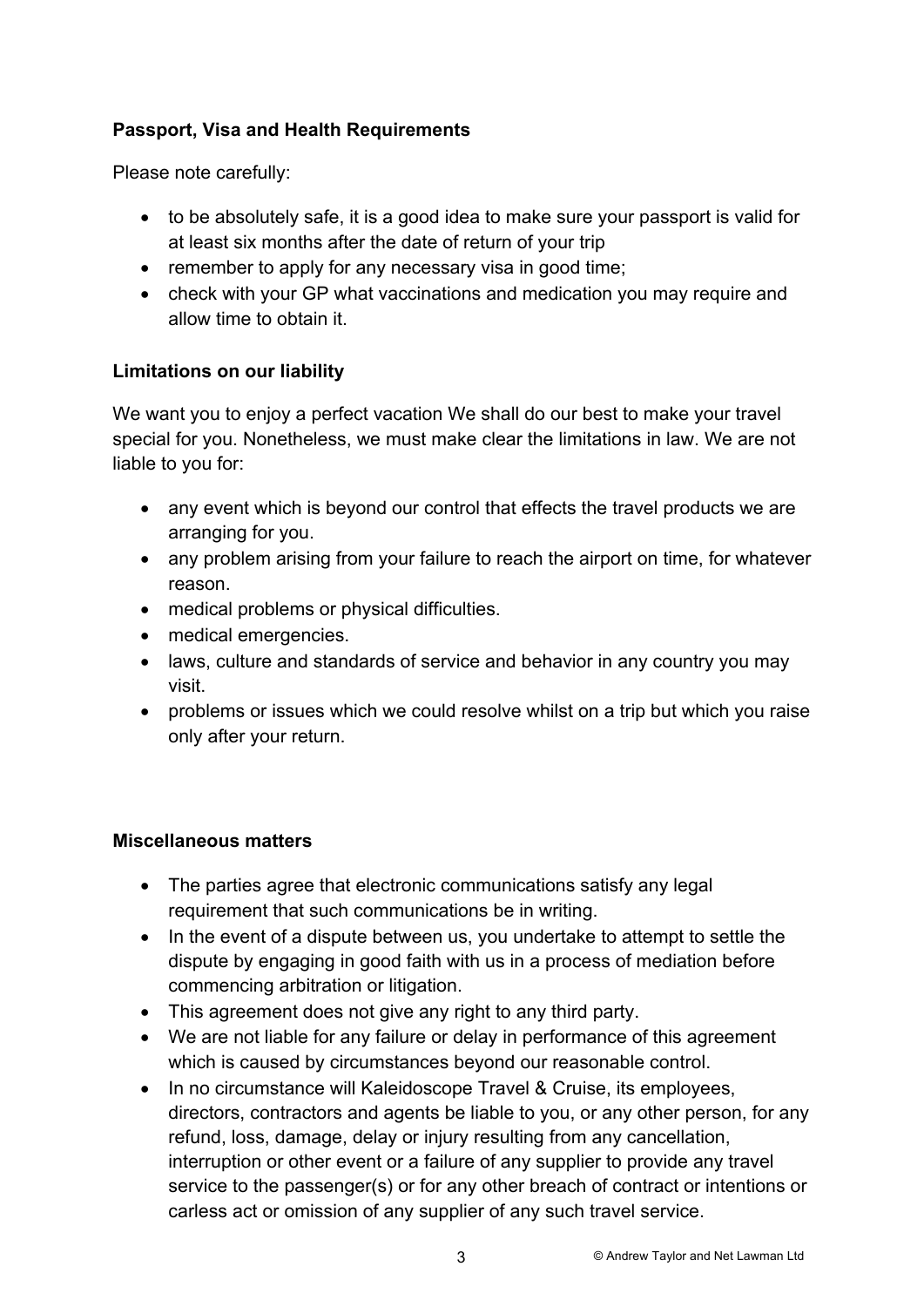**Passport, Visa and Health Requirements**

Please note carefully:

- to be absolutely safe, it is a good idea to make sure your passport is valid for at least six months after the date of return of your trip
- remember to apply for any necessary visa in good time;
- check with your GP what vaccinations and medication you may require and allow time to obtain it.

**Limitations on our liability**

We want you to enjoy a perfect vacation We shall do our best to make your travel special for you. Nonetheless, we must make clear the limitations in law. We are not liable to you for:

- any event which is beyond our control that effects the travel products we are arranging for you.
- any problem arising from your failure to reach the airport on time, for whatever reason.
- medical problems or physical difficulties.
- medical emergencies.
- laws, culture and standards of service and behavior in any country you may visit.
- problems or issues which we could resolve whilst on a trip but which you raise only after your return.

**Miscellaneous matters**

- The parties agree that electronic communications satisfy any legal requirement that such communications be in writing.
- In the event of a dispute between us, you undertake to attempt to settle the dispute by engaging in good faith with us in a process of mediation before commencing arbitration or litigation.
- This agreement does not give any right to any third party.
- We are not liable for any failure or delay in performance of this agreement which is caused by circumstances beyond our reasonable control.
- In no circumstance will Kaleidoscope Travel & Cruise, its employees, directors, contractors and agents be liable to you, or any other person, for any refund, loss, damage, delay or injury resulting from any cancellation, interruption or other event or a failure of any supplier to provide any travel service to the passenger(s) or for any other breach of contract or intentions or carless act or omission of any supplier of any such travel service.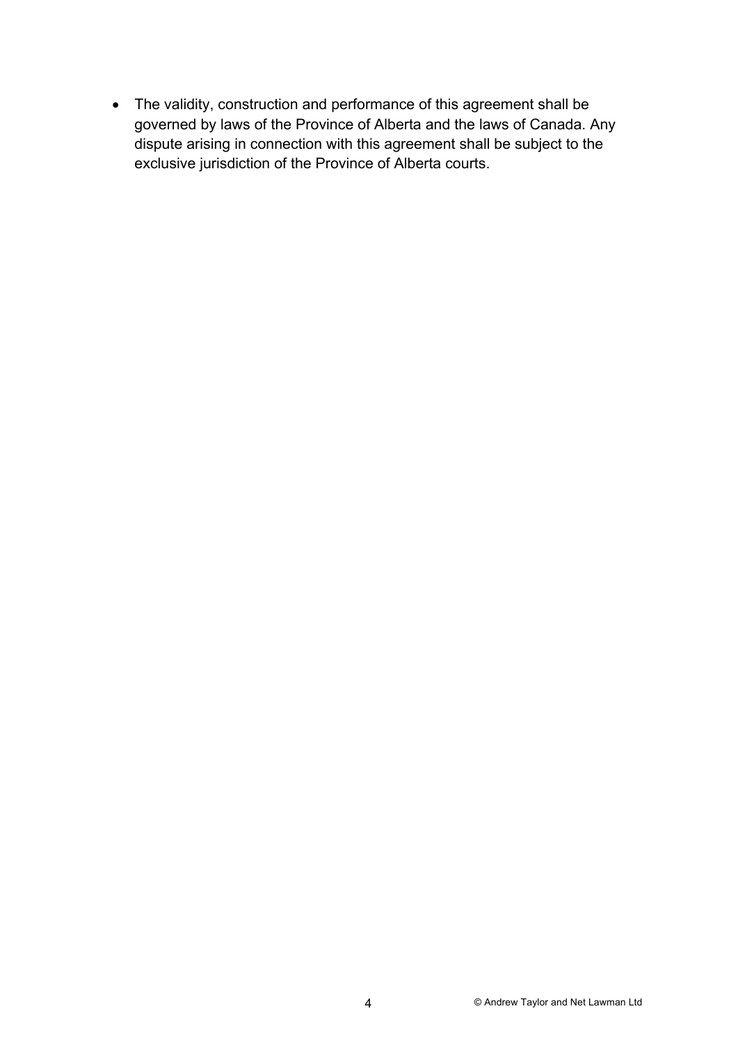- The validity, construction and performance of this agreement shall be governed by laws of the Province of Alberta and the laws of Canada. Any dispute arising in connection with this agreement shall be subject to the exclusive jurisdiction of the Province of Alberta courts.